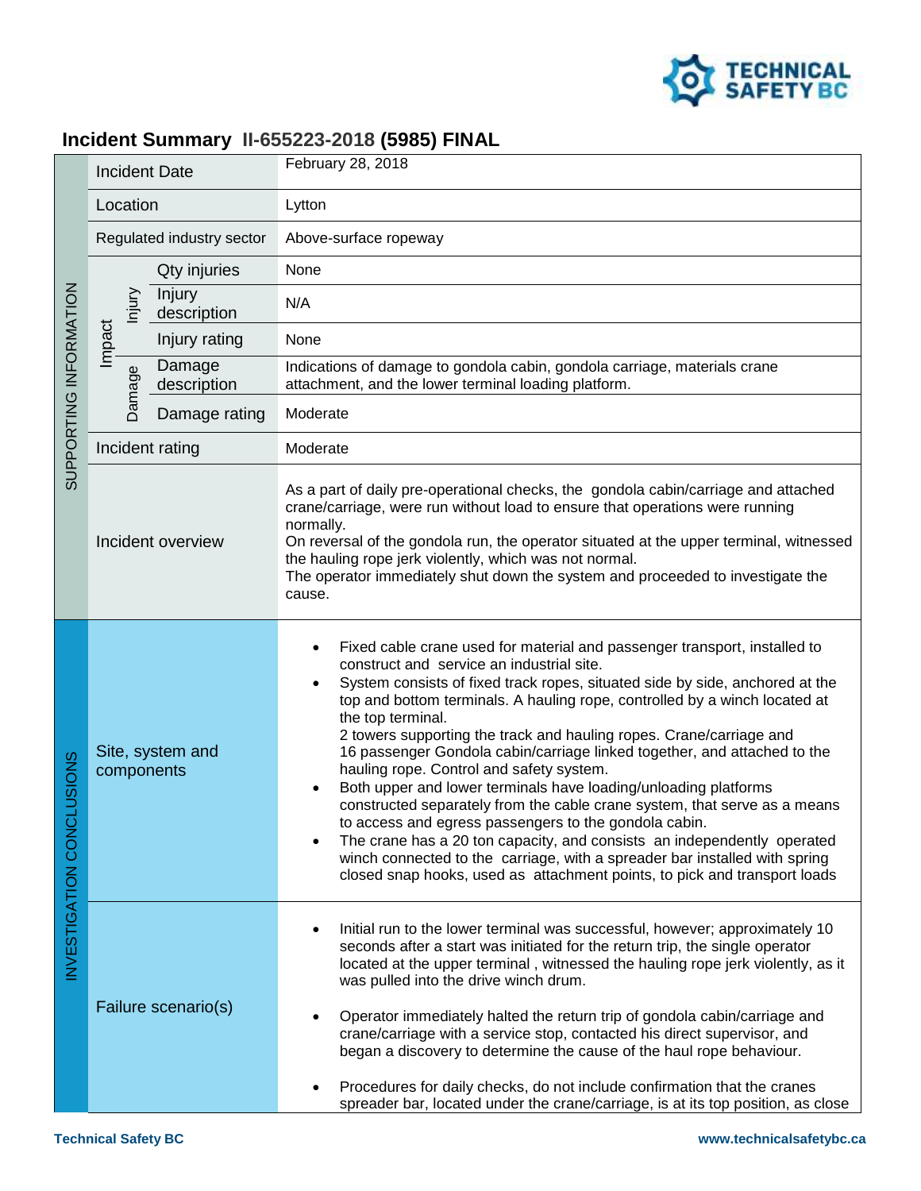# Incident Summary II-655223-2018 (5985) FINAL

| Section | | | Field | Details |
|---|---|---|---|---|
| SUPPORTING INFORMATION | | | Incident Date | February 28, 2018 |
| | | | Location | Lytton |
| | | | Regulated industry sector | Above-surface ropeway |
| | Impact | Injury | Qty injuries | None |
| | | | Injury description | N/A |
| | | | Injury rating | None |
| | | Damage | Damage description | Indications of damage to gondola cabin, gondola carriage, materials crane attachment, and the lower terminal loading platform. |
| | | | Damage rating | Moderate |
| | | | Incident rating | Moderate |
| | | | Incident overview | As a part of daily pre-operational checks, the gondola cabin/carriage and attached crane/carriage, were run without load to ensure that operations were running normally.<br>On reversal of the gondola run, the operator situated at the upper terminal, witnessed the hauling rope jerk violently, which was not normal.<br>The operator immediately shut down the system and proceeded to investigate the cause. |
| INVESTIGATION CONCLUSIONS | | | Site, system and components | • Fixed cable crane used for material and passenger transport, installed to construct and service an industrial site.<br>• System consists of fixed track ropes, situated side by side, anchored at the top and bottom terminals. A hauling rope, controlled by a winch located at the top terminal.<br>2 towers supporting the track and hauling ropes. Crane/carriage and 16 passenger Gondola cabin/carriage linked together, and attached to the hauling rope. Control and safety system.<br>• Both upper and lower terminals have loading/unloading platforms constructed separately from the cable crane system, that serve as a means to access and egress passengers to the gondola cabin.<br>• The crane has a 20 ton capacity, and consists an independently operated winch connected to the carriage, with a spreader bar installed with spring closed snap hooks, used as attachment points, to pick and transport loads |
| | | | Failure scenario(s) | • Initial run to the lower terminal was successful, however; approximately 10 seconds after a start was initiated for the return trip, the single operator located at the upper terminal , witnessed the hauling rope jerk violently, as it was pulled into the drive winch drum.<br>• Operator immediately halted the return trip of gondola cabin/carriage and crane/carriage with a service stop, contacted his direct supervisor, and began a discovery to determine the cause of the haul rope behaviour.<br>• Procedures for daily checks, do not include confirmation that the cranes spreader bar, located under the crane/carriage, is at its top position, as close |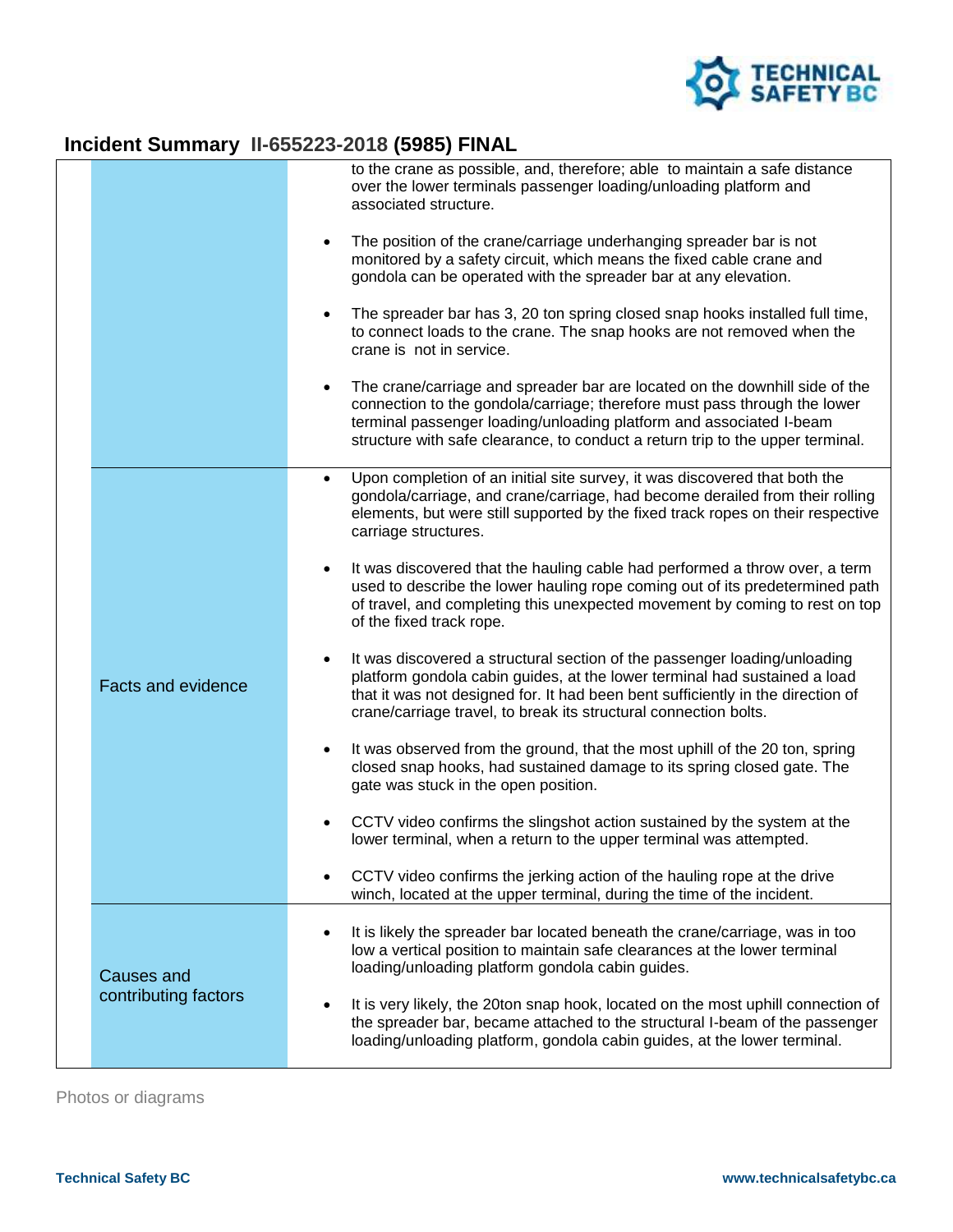## Incident Summary II-655223-2018 (5985) FINAL

| | |
|---|---|
| | to the crane as possible, and, therefore; able to maintain a safe distance over the lower terminals passenger loading/unloading platform and associated structure.<br><br>• The position of the crane/carriage underhanging spreader bar is not monitored by a safety circuit, which means the fixed cable crane and gondola can be operated with the spreader bar at any elevation.<br><br>• The spreader bar has 3, 20 ton spring closed snap hooks installed full time, to connect loads to the crane. The snap hooks are not removed when the crane is not in service.<br><br>• The crane/carriage and spreader bar are located on the downhill side of the connection to the gondola/carriage; therefore must pass through the lower terminal passenger loading/unloading platform and associated I-beam structure with safe clearance, to conduct a return trip to the upper terminal. |
| Facts and evidence | • Upon completion of an initial site survey, it was discovered that both the gondola/carriage, and crane/carriage, had become derailed from their rolling elements, but were still supported by the fixed track ropes on their respective carriage structures.<br><br>• It was discovered that the hauling cable had performed a throw over, a term used to describe the lower hauling rope coming out of its predetermined path of travel, and completing this unexpected movement by coming to rest on top of the fixed track rope.<br><br>• It was discovered a structural section of the passenger loading/unloading platform gondola cabin guides, at the lower terminal had sustained a load that it was not designed for. It had been bent sufficiently in the direction of crane/carriage travel, to break its structural connection bolts.<br><br>• It was observed from the ground, that the most uphill of the 20 ton, spring closed snap hooks, had sustained damage to its spring closed gate. The gate was stuck in the open position.<br><br>• CCTV video confirms the slingshot action sustained by the system at the lower terminal, when a return to the upper terminal was attempted.<br><br>• CCTV video confirms the jerking action of the hauling rope at the drive winch, located at the upper terminal, during the time of the incident. |
| Causes and contributing factors | • It is likely the spreader bar located beneath the crane/carriage, was in too low a vertical position to maintain safe clearances at the lower terminal loading/unloading platform gondola cabin guides.<br><br>• It is very likely, the 20ton snap hook, located on the most uphill connection of the spreader bar, became attached to the structural I-beam of the passenger loading/unloading platform, gondola cabin guides, at the lower terminal. |

Photos or diagrams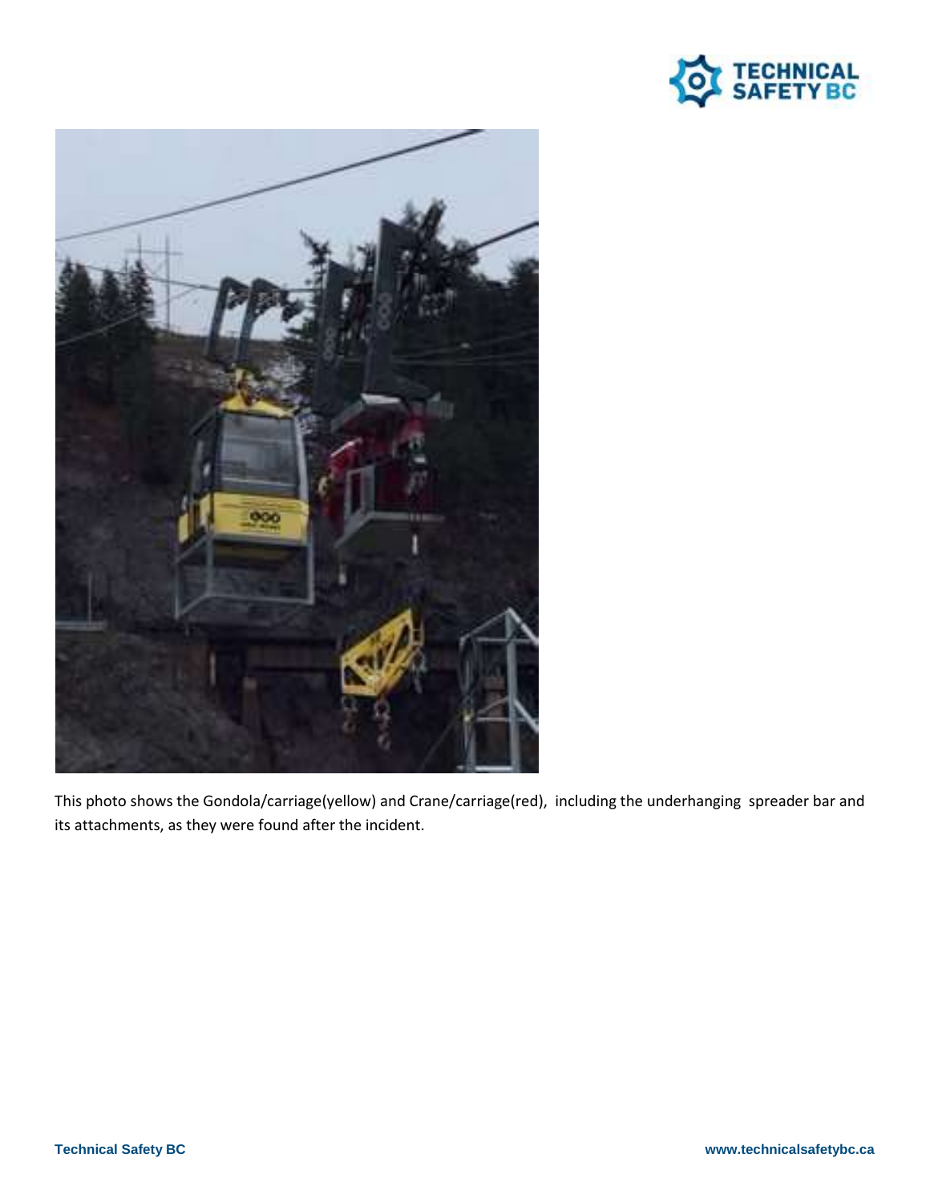This photo shows the Gondola/carriage(yellow) and Crane/carriage(red), including the underhanging spreader bar and its attachments, as they were found after the incident.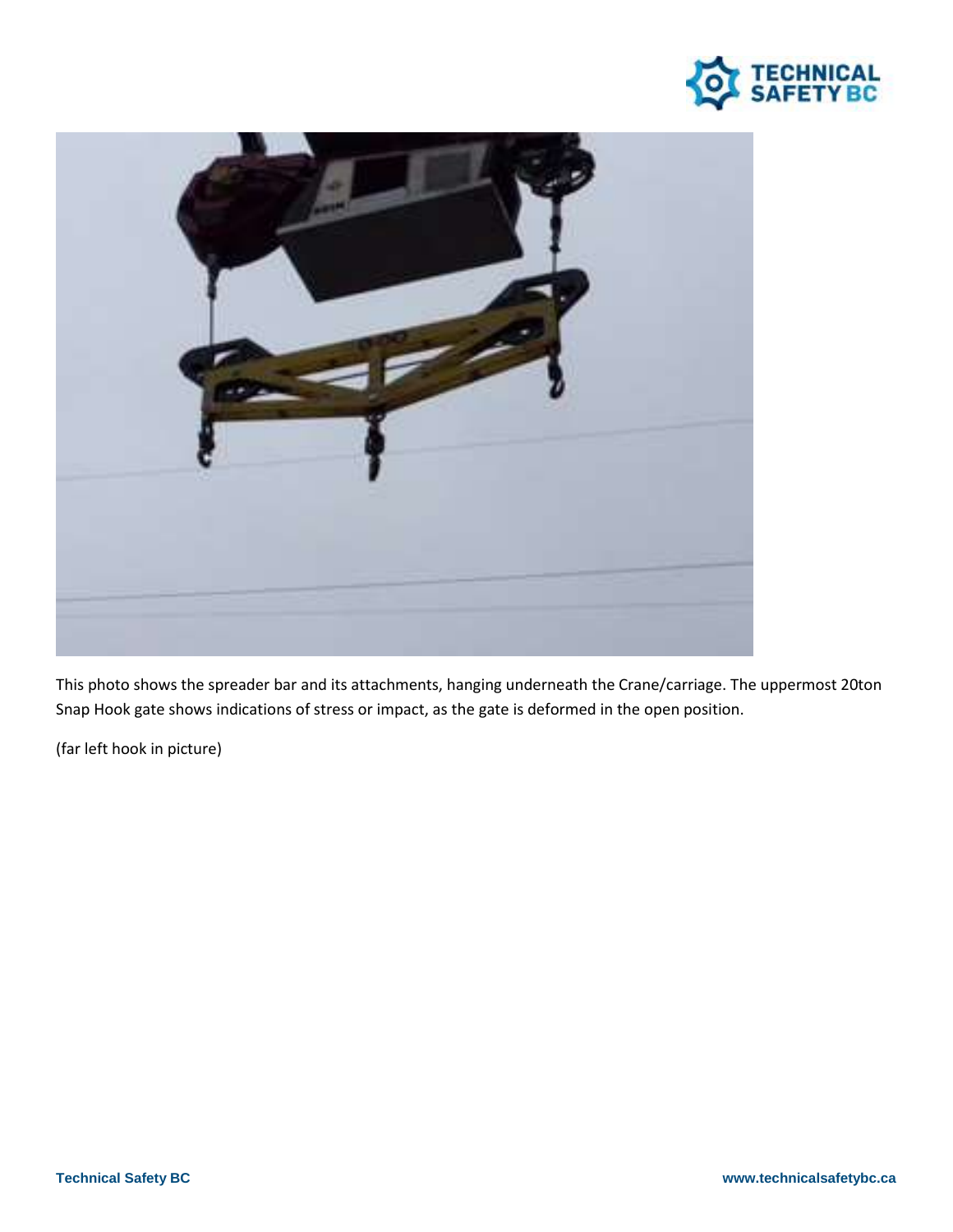This photo shows the spreader bar and its attachments, hanging underneath the Crane/carriage. The uppermost 20ton Snap Hook gate shows indications of stress or impact, as the gate is deformed in the open position.

(far left hook in picture)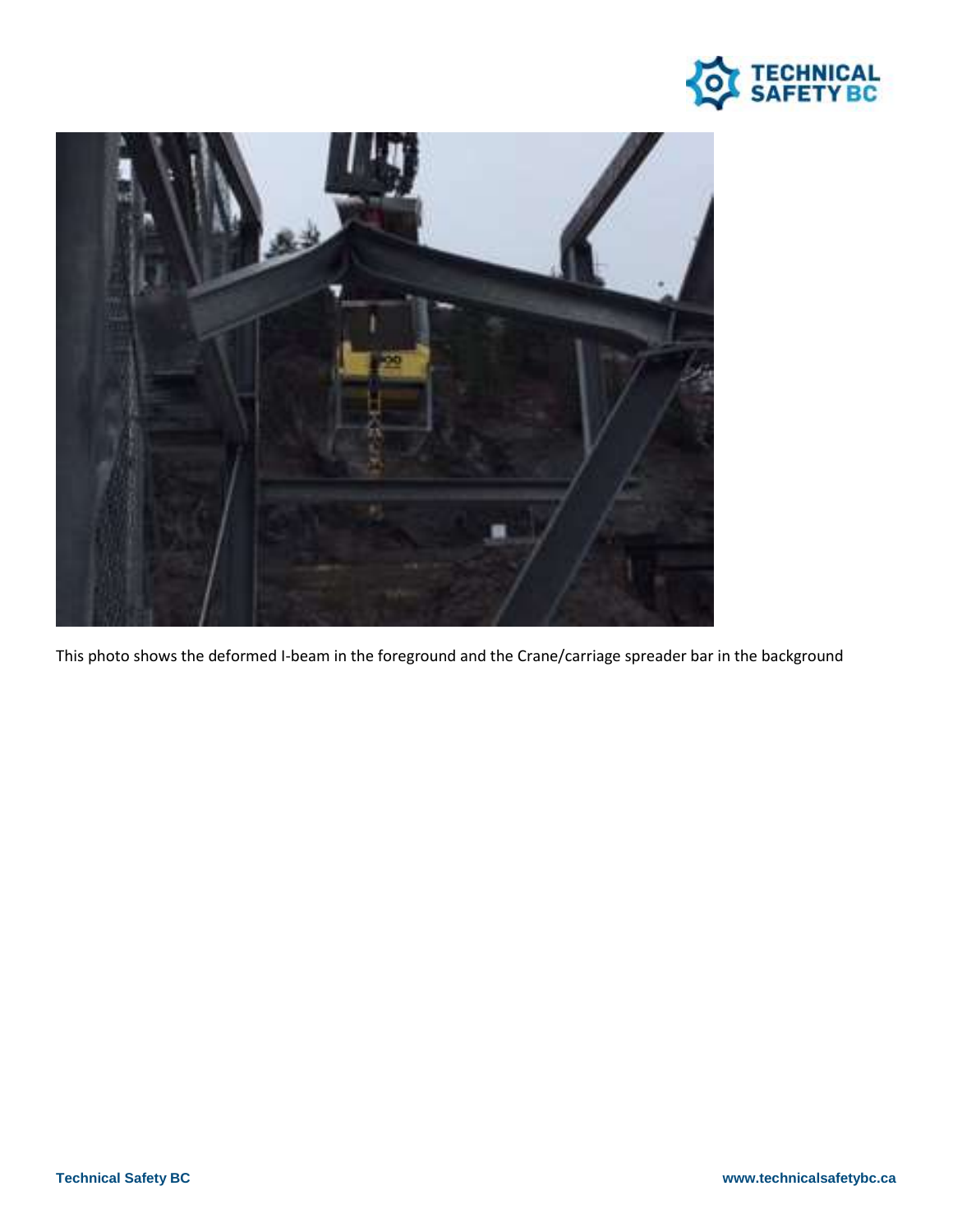This photo shows the deformed I-beam in the foreground and the Crane/carriage spreader bar in the background